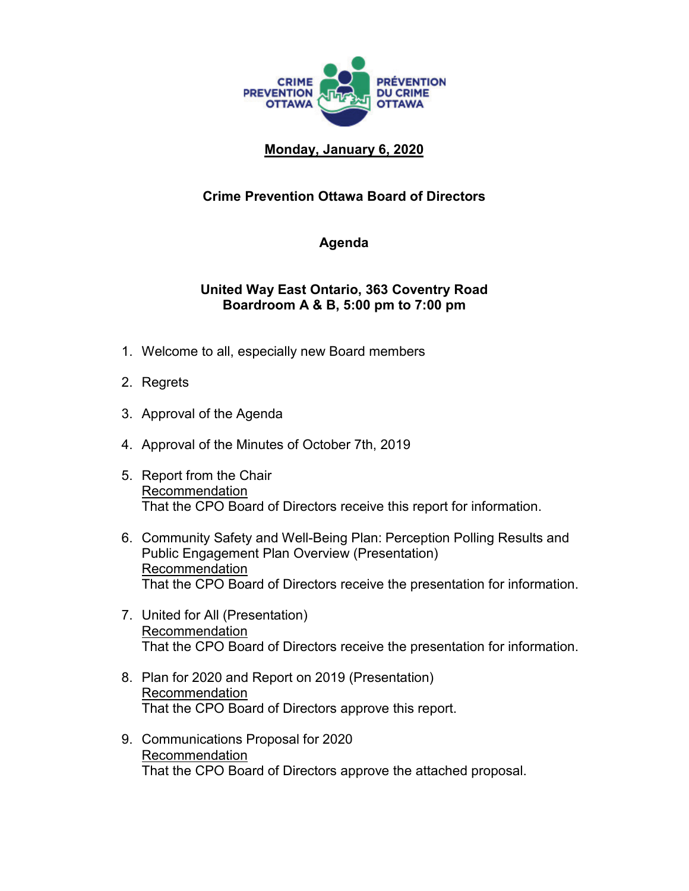CRIME PREVENTION OTTAWA

PRÉVENTION DU CRIME OTTAWA

**Monday, January 6, 2020**

**Crime Prevention Ottawa Board of Directors**

**Agenda**

**United Way East Ontario, 363 Coventry Road**
**Boardroom A & B, 5:00 pm to 7:00 pm**

1. Welcome to all, especially new Board members

2. Regrets

3. Approval of the Agenda

4. Approval of the Minutes of October 7th, 2019

5. Report from the Chair
   Recommendation
   That the CPO Board of Directors receive this report for information.

6. Community Safety and Well-Being Plan: Perception Polling Results and Public Engagement Plan Overview (Presentation)
   Recommendation
   That the CPO Board of Directors receive the presentation for information.

7. United for All (Presentation)
   Recommendation
   That the CPO Board of Directors receive the presentation for information.

8. Plan for 2020 and Report on 2019 (Presentation)
   Recommendation
   That the CPO Board of Directors approve this report.

9. Communications Proposal for 2020
   Recommendation
   That the CPO Board of Directors approve the attached proposal.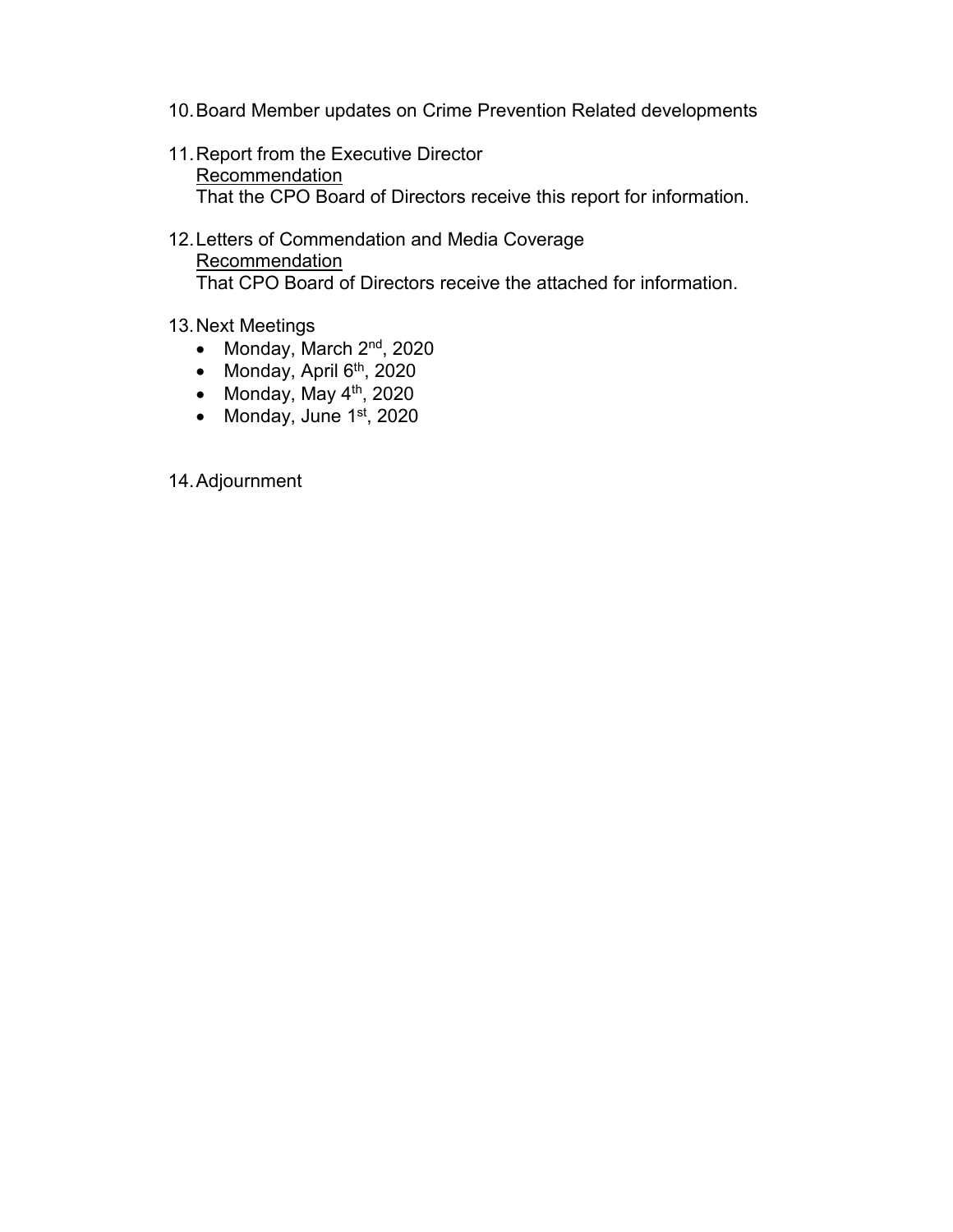10. Board Member updates on Crime Prevention Related developments

11. Report from the Executive Director
    <u>Recommendation</u>
    That the CPO Board of Directors receive this report for information.

12. Letters of Commendation and Media Coverage
    <u>Recommendation</u>
    That CPO Board of Directors receive the attached for information.

13. Next Meetings
    - Monday, March 2nd, 2020
    - Monday, April 6th, 2020
    - Monday, May 4th, 2020
    - Monday, June 1st, 2020

14. Adjournment